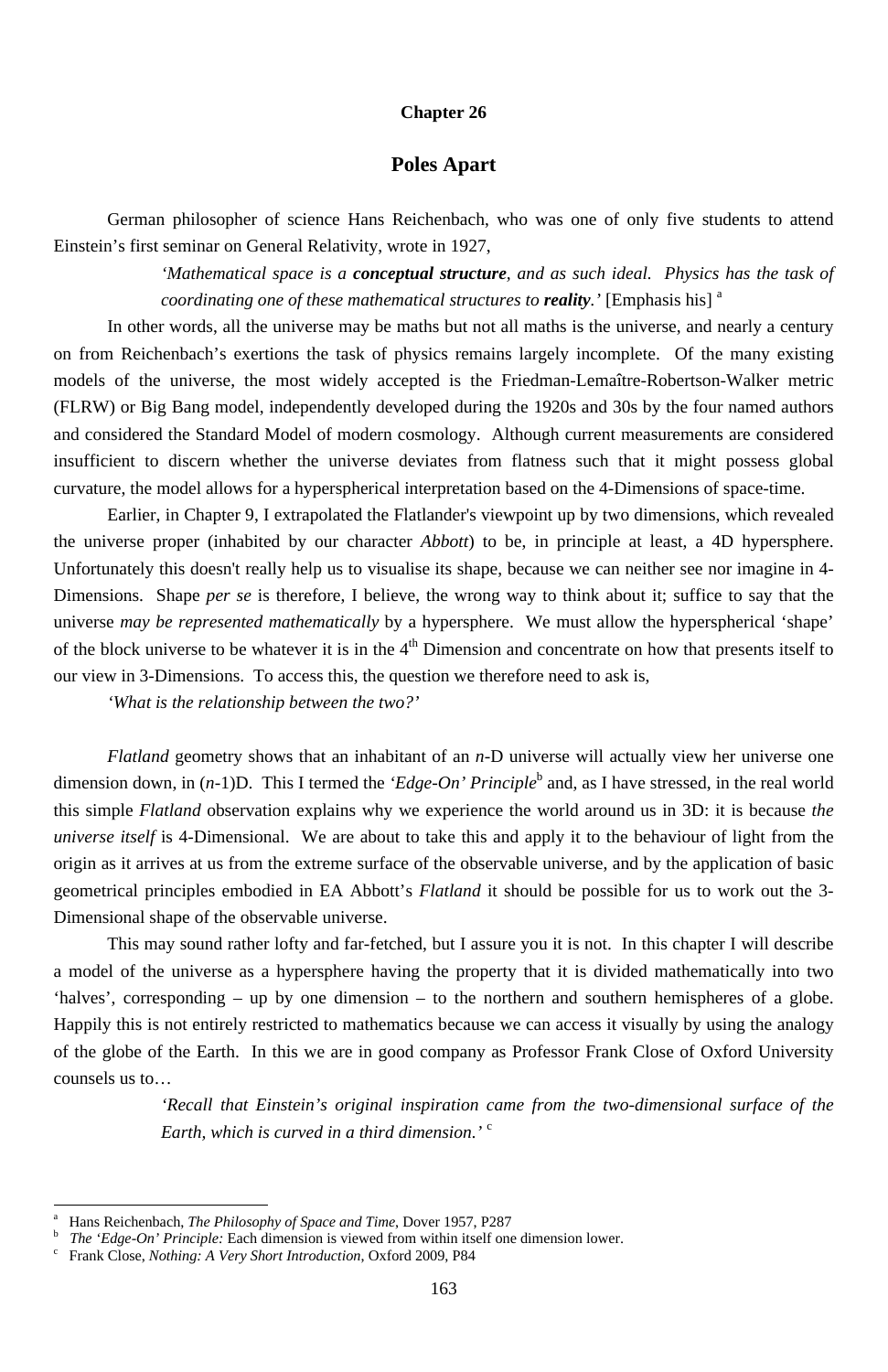## Chapter 26

# Poles Apart

German philosopher of science Hans Reichenbach, who was one of only five students to attend Einstein's first seminar on General Relativity, wrote in 1927,

> *'Mathematical space is a **conceptual structure**, and as such ideal. Physics has the task of coordinating one of these mathematical structures to **reality**.'* [Emphasis his] [a]

In other words, all the universe may be maths but not all maths is the universe, and nearly a century on from Reichenbach's exertions the task of physics remains largely incomplete. Of the many existing models of the universe, the most widely accepted is the Friedman-Lemaître-Robertson-Walker metric (FLRW) or Big Bang model, independently developed during the 1920s and 30s by the four named authors and considered the Standard Model of modern cosmology. Although current measurements are considered insufficient to discern whether the universe deviates from flatness such that it might possess global curvature, the model allows for a hyperspherical interpretation based on the 4-Dimensions of space-time.

Earlier, in Chapter 9, I extrapolated the Flatlander's viewpoint up by two dimensions, which revealed the universe proper (inhabited by our character *Abbott*) to be, in principle at least, a 4D hypersphere. Unfortunately this doesn't really help us to visualise its shape, because we can neither see nor imagine in 4-Dimensions. Shape *per se* is therefore, I believe, the wrong way to think about it; suffice to say that the universe *may be represented mathematically* by a hypersphere. We must allow the hyperspherical 'shape' of the block universe to be whatever it is in the 4th Dimension and concentrate on how that presents itself to our view in 3-Dimensions. To access this, the question we therefore need to ask is,

*'What is the relationship between the two?'*

*Flatland* geometry shows that an inhabitant of an *n*-D universe will actually view her universe one dimension down, in (*n*-1)D. This I termed the *'Edge-On' Principle*[b] and, as I have stressed, in the real world this simple *Flatland* observation explains why we experience the world around us in 3D: it is because *the universe itself* is 4-Dimensional. We are about to take this and apply it to the behaviour of light from the origin as it arrives at us from the extreme surface of the observable universe, and by the application of basic geometrical principles embodied in EA Abbott's *Flatland* it should be possible for us to work out the 3-Dimensional shape of the observable universe.

This may sound rather lofty and far-fetched, but I assure you it is not. In this chapter I will describe a model of the universe as a hypersphere having the property that it is divided mathematically into two 'halves', corresponding – up by one dimension – to the northern and southern hemispheres of a globe. Happily this is not entirely restricted to mathematics because we can access it visually by using the analogy of the globe of the Earth. In this we are in good company as Professor Frank Close of Oxford University counsels us to…

> *'Recall that Einstein's original inspiration came from the two-dimensional surface of the Earth, which is curved in a third dimension.'* [c]

---

[a] Hans Reichenbach, *The Philosophy of Space and Time*, Dover 1957, P287

[b] *The 'Edge-On' Principle:* Each dimension is viewed from within itself one dimension lower.

[c] Frank Close, *Nothing: A Very Short Introduction*, Oxford 2009, P84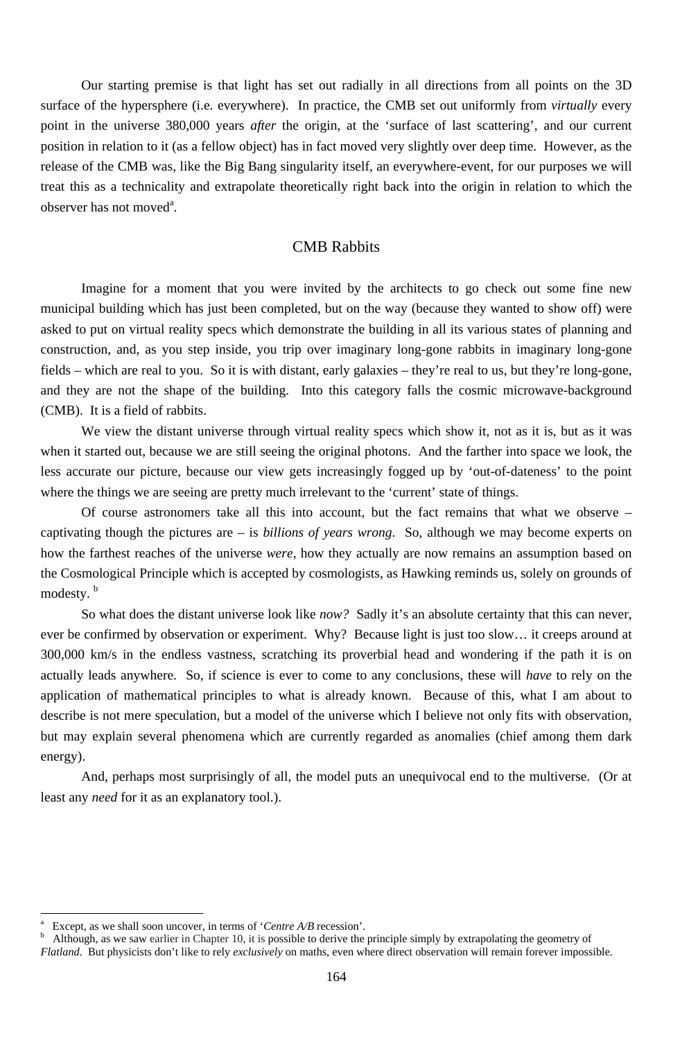Our starting premise is that light has set out radially in all directions from all points on the 3D surface of the hypersphere (i.e. everywhere). In practice, the CMB set out uniformly from *virtually* every point in the universe 380,000 years *after* the origin, at the 'surface of last scattering', and our current position in relation to it (as a fellow object) has in fact moved very slightly over deep time. However, as the release of the CMB was, like the Big Bang singularity itself, an everywhere-event, for our purposes we will treat this as a technicality and extrapolate theoretically right back into the origin in relation to which the observer has not moved[a].

## CMB Rabbits

Imagine for a moment that you were invited by the architects to go check out some fine new municipal building which has just been completed, but on the way (because they wanted to show off) were asked to put on virtual reality specs which demonstrate the building in all its various states of planning and construction, and, as you step inside, you trip over imaginary long-gone rabbits in imaginary long-gone fields – which are real to you. So it is with distant, early galaxies – they're real to us, but they're long-gone, and they are not the shape of the building. Into this category falls the cosmic microwave-background (CMB). It is a field of rabbits.

We view the distant universe through virtual reality specs which show it, not as it is, but as it was when it started out, because we are still seeing the original photons. And the farther into space we look, the less accurate our picture, because our view gets increasingly fogged up by 'out-of-dateness' to the point where the things we are seeing are pretty much irrelevant to the 'current' state of things.

Of course astronomers take all this into account, but the fact remains that what we observe – captivating though the pictures are – is *billions of years wrong*. So, although we may become experts on how the farthest reaches of the universe *were*, how they actually are now remains an assumption based on the Cosmological Principle which is accepted by cosmologists, as Hawking reminds us, solely on grounds of modesty. [b]

So what does the distant universe look like *now?* Sadly it's an absolute certainty that this can never, ever be confirmed by observation or experiment. Why? Because light is just too slow… it creeps around at 300,000 km/s in the endless vastness, scratching its proverbial head and wondering if the path it is on actually leads anywhere. So, if science is ever to come to any conclusions, these will *have* to rely on the application of mathematical principles to what is already known. Because of this, what I am about to describe is not mere speculation, but a model of the universe which I believe not only fits with observation, but may explain several phenomena which are currently regarded as anomalies (chief among them dark energy).

And, perhaps most surprisingly of all, the model puts an unequivocal end to the multiverse. (Or at least any *need* for it as an explanatory tool.).

---

[a] Except, as we shall soon uncover, in terms of '*Centre A/B* recession'.

[b] Although, as we saw earlier in Chapter 10, it is possible to derive the principle simply by extrapolating the geometry of *Flatland*. But physicists don't like to rely *exclusively* on maths, even where direct observation will remain forever impossible.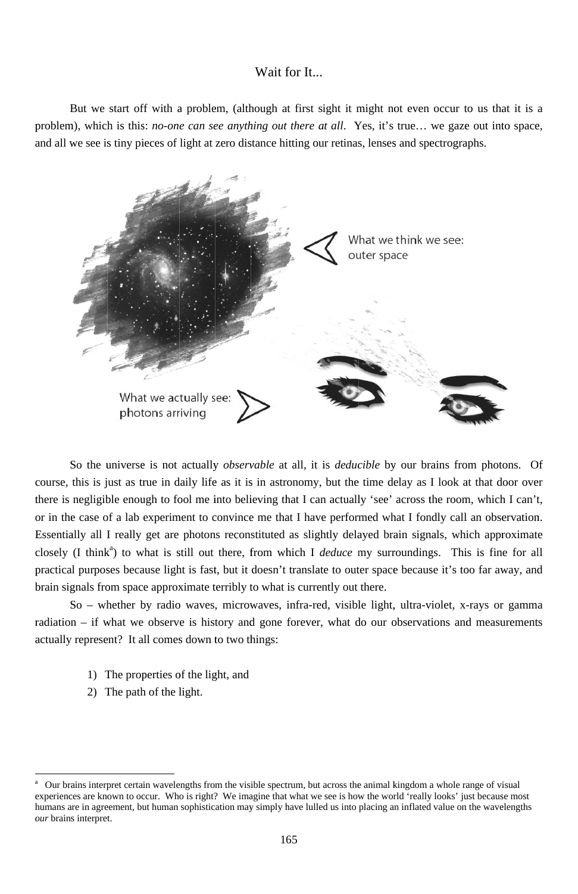## Wait for It...

But we start off with a problem, (although at first sight it might not even occur to us that it is a problem), which is this: *no-one can see anything out there at all*. Yes, it's true… we gaze out into space, and all we see is tiny pieces of light at zero distance hitting our retinas, lenses and spectrographs.

What we think we see: outer space

What we actually see: photons arriving

So the universe is not actually *observable* at all, it is *deducible* by our brains from photons. Of course, this is just as true in daily life as it is in astronomy, but the time delay as I look at that door over there is negligible enough to fool me into believing that I can actually 'see' across the room, which I can't, or in the case of a lab experiment to convince me that I have performed what I fondly call an observation. Essentially all I really get are photons reconstituted as slightly delayed brain signals, which approximate closely (I think[a]) to what is still out there, from which I *deduce* my surroundings. This is fine for all practical purposes because light is fast, but it doesn't translate to outer space because it's too far away, and brain signals from space approximate terribly to what is currently out there.

So – whether by radio waves, microwaves, infra-red, visible light, ultra-violet, x-rays or gamma radiation – if what we observe is history and gone forever, what do our observations and measurements actually represent? It all comes down to two things:

1) The properties of the light, and
2) The path of the light.

---

[a] Our brains interpret certain wavelengths from the visible spectrum, but across the animal kingdom a whole range of visual experiences are known to occur. Who is right? We imagine that what we see is how the world 'really looks' just because most humans are in agreement, but human sophistication may simply have lulled us into placing an inflated value on the wavelengths *our* brains interpret.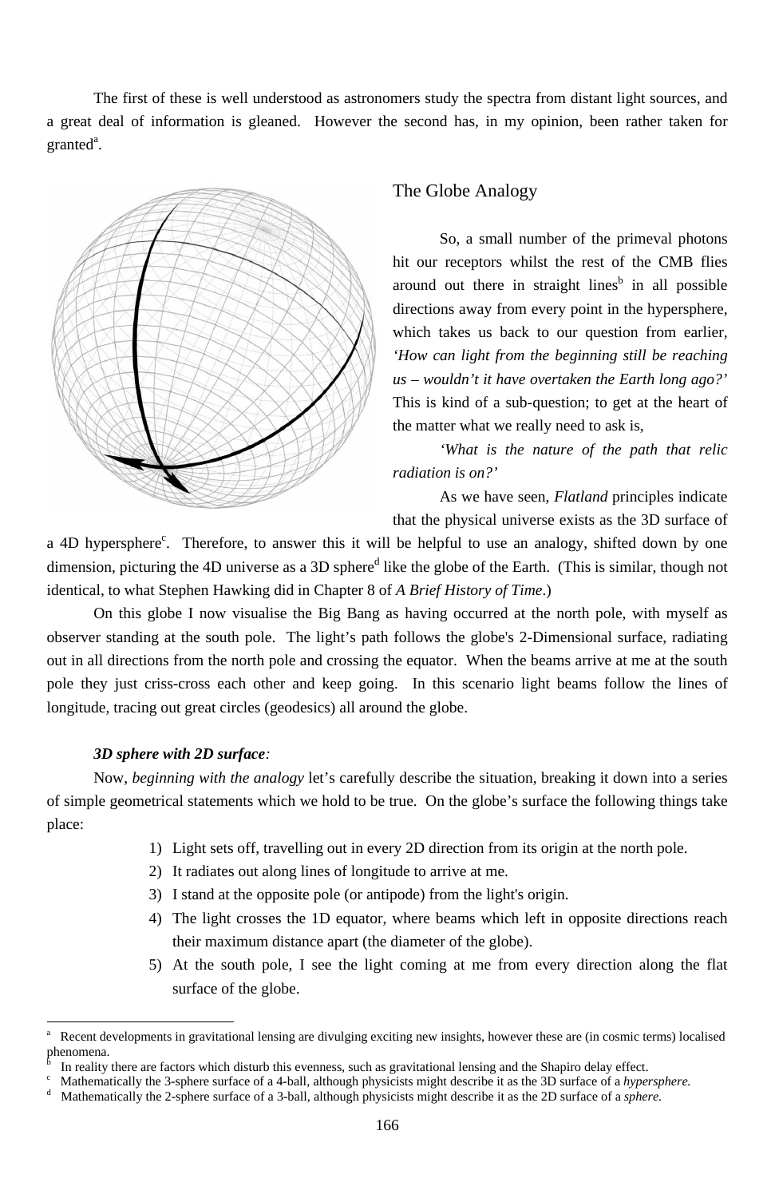The first of these is well understood as astronomers study the spectra from distant light sources, and a great deal of information is gleaned. However the second has, in my opinion, been rather taken for granted[a].

## The Globe Analogy

So, a small number of the primeval photons hit our receptors whilst the rest of the CMB flies around out there in straight lines[b] in all possible directions away from every point in the hypersphere, which takes us back to our question from earlier, *'How can light from the beginning still be reaching us – wouldn't it have overtaken the Earth long ago?'* This is kind of a sub-question; to get at the heart of the matter what we really need to ask is,

*'What is the nature of the path that relic radiation is on?'*

As we have seen, *Flatland* principles indicate that the physical universe exists as the 3D surface of a 4D hypersphere[c]. Therefore, to answer this it will be helpful to use an analogy, shifted down by one dimension, picturing the 4D universe as a 3D sphere[d] like the globe of the Earth. (This is similar, though not identical, to what Stephen Hawking did in Chapter 8 of *A Brief History of Time*.)

On this globe I now visualise the Big Bang as having occurred at the north pole, with myself as observer standing at the south pole. The light's path follows the globe's 2-Dimensional surface, radiating out in all directions from the north pole and crossing the equator. When the beams arrive at me at the south pole they just criss-cross each other and keep going. In this scenario light beams follow the lines of longitude, tracing out great circles (geodesics) all around the globe.

***3D sphere with 2D surface:***

Now, *beginning with the analogy* let's carefully describe the situation, breaking it down into a series of simple geometrical statements which we hold to be true. On the globe's surface the following things take place:

1) Light sets off, travelling out in every 2D direction from its origin at the north pole.
2) It radiates out along lines of longitude to arrive at me.
3) I stand at the opposite pole (or antipode) from the light's origin.
4) The light crosses the 1D equator, where beams which left in opposite directions reach their maximum distance apart (the diameter of the globe).
5) At the south pole, I see the light coming at me from every direction along the flat surface of the globe.

---

[a] Recent developments in gravitational lensing are divulging exciting new insights, however these are (in cosmic terms) localised phenomena.

[b] In reality there are factors which disturb this evenness, such as gravitational lensing and the Shapiro delay effect.

[c] Mathematically the 3-sphere surface of a 4-ball, although physicists might describe it as the 3D surface of a *hypersphere.*

[d] Mathematically the 2-sphere surface of a 3-ball, although physicists might describe it as the 2D surface of a *sphere.*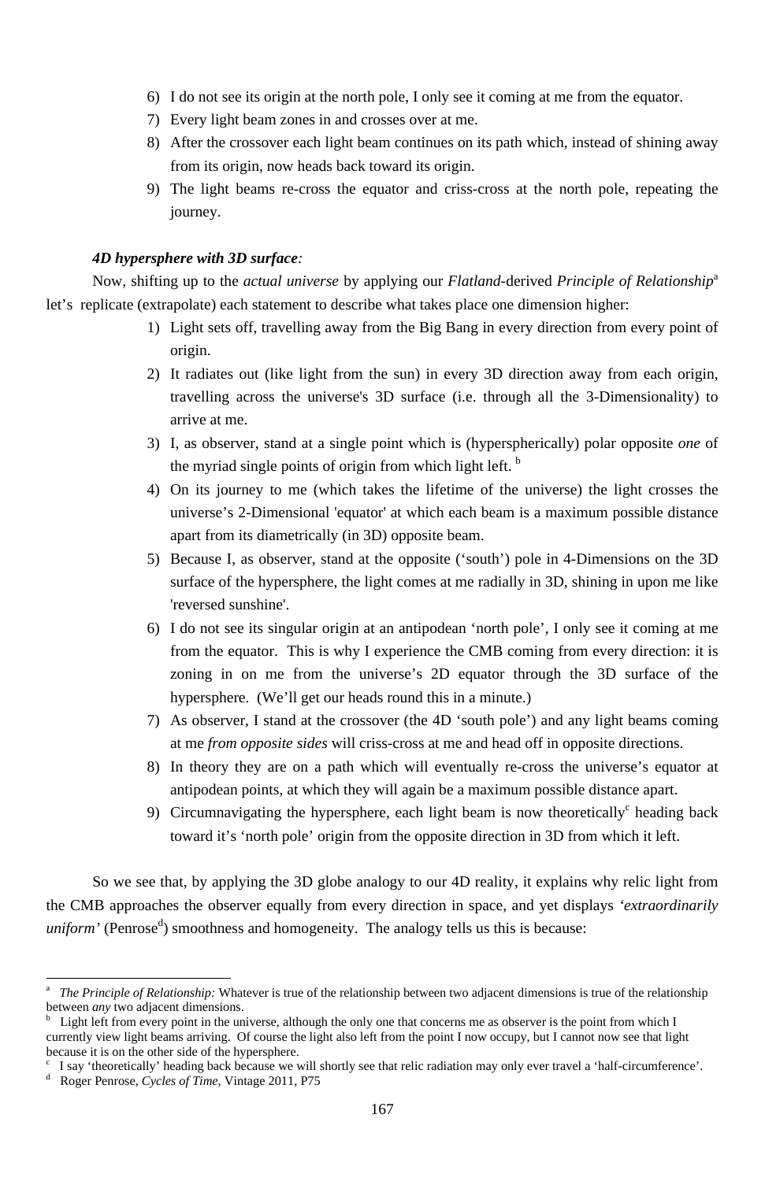6) I do not see its origin at the north pole, I only see it coming at me from the equator.
7) Every light beam zones in and crosses over at me.
8) After the crossover each light beam continues on its path which, instead of shining away from its origin, now heads back toward its origin.
9) The light beams re-cross the equator and criss-cross at the north pole, repeating the journey.

***4D hypersphere with 3D surface:***

Now, shifting up to the *actual universe* by applying our *Flatland*-derived *Principle of Relationship*[a] let's replicate (extrapolate) each statement to describe what takes place one dimension higher:

1) Light sets off, travelling away from the Big Bang in every direction from every point of origin.
2) It radiates out (like light from the sun) in every 3D direction away from each origin, travelling across the universe's 3D surface (i.e. through all the 3-Dimensionality) to arrive at me.
3) I, as observer, stand at a single point which is (hyperspherically) polar opposite *one* of the myriad single points of origin from which light left. [b]
4) On its journey to me (which takes the lifetime of the universe) the light crosses the universe's 2-Dimensional 'equator' at which each beam is a maximum possible distance apart from its diametrically (in 3D) opposite beam.
5) Because I, as observer, stand at the opposite ('south') pole in 4-Dimensions on the 3D surface of the hypersphere, the light comes at me radially in 3D, shining in upon me like 'reversed sunshine'.
6) I do not see its singular origin at an antipodean 'north pole', I only see it coming at me from the equator. This is why I experience the CMB coming from every direction: it is zoning in on me from the universe's 2D equator through the 3D surface of the hypersphere. (We'll get our heads round this in a minute.)
7) As observer, I stand at the crossover (the 4D 'south pole') and any light beams coming at me *from opposite sides* will criss-cross at me and head off in opposite directions.
8) In theory they are on a path which will eventually re-cross the universe's equator at antipodean points, at which they will again be a maximum possible distance apart.
9) Circumnavigating the hypersphere, each light beam is now theoretically[c] heading back toward it's 'north pole' origin from the opposite direction in 3D from which it left.

So we see that, by applying the 3D globe analogy to our 4D reality, it explains why relic light from the CMB approaches the observer equally from every direction in space, and yet displays *'extraordinarily uniform'* (Penrose[d]) smoothness and homogeneity. The analogy tells us this is because:

---

[a] *The Principle of Relationship:* Whatever is true of the relationship between two adjacent dimensions is true of the relationship between *any* two adjacent dimensions.

[b] Light left from every point in the universe, although the only one that concerns me as observer is the point from which I currently view light beams arriving. Of course the light also left from the point I now occupy, but I cannot now see that light because it is on the other side of the hypersphere.

[c] I say 'theoretically' heading back because we will shortly see that relic radiation may only ever travel a 'half-circumference'.

[d] Roger Penrose, *Cycles of Time*, Vintage 2011, P75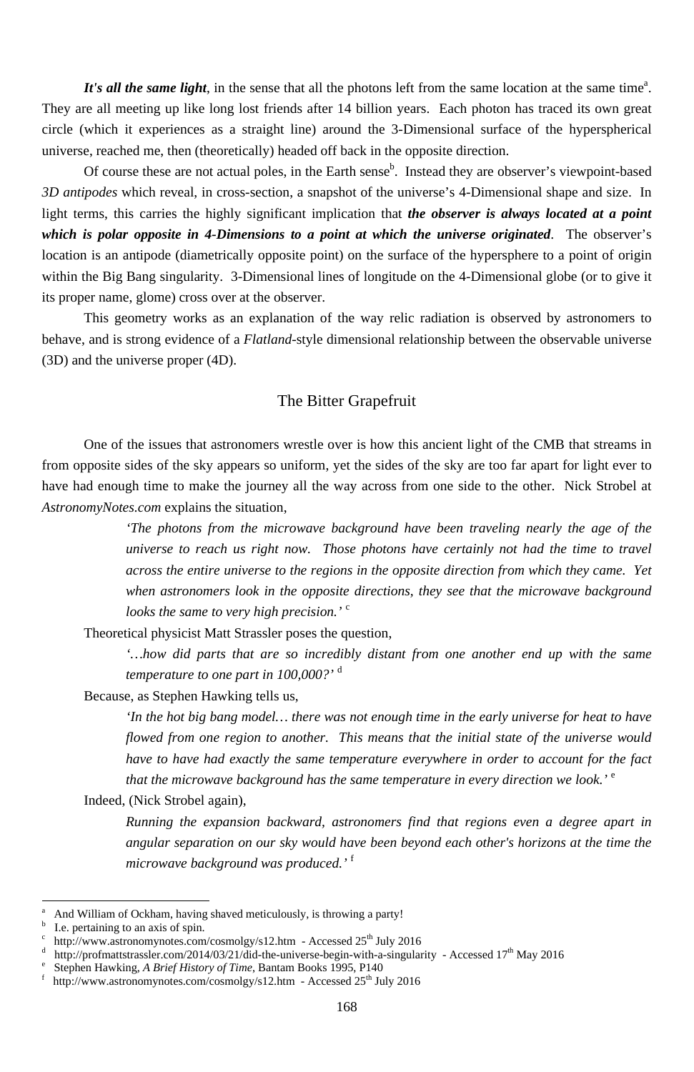***It's all the same light***, in the sense that all the photons left from the same location at the same time[a]. They are all meeting up like long lost friends after 14 billion years. Each photon has traced its own great circle (which it experiences as a straight line) around the 3-Dimensional surface of the hyperspherical universe, reached me, then (theoretically) headed off back in the opposite direction.

Of course these are not actual poles, in the Earth sense[b]. Instead they are observer's viewpoint-based *3D antipodes* which reveal, in cross-section, a snapshot of the universe's 4-Dimensional shape and size. In light terms, this carries the highly significant implication that ***the observer is always located at a point which is polar opposite in 4-Dimensions to a point at which the universe originated***. The observer's location is an antipode (diametrically opposite point) on the surface of the hypersphere to a point of origin within the Big Bang singularity. 3-Dimensional lines of longitude on the 4-Dimensional globe (or to give it its proper name, glome) cross over at the observer.

This geometry works as an explanation of the way relic radiation is observed by astronomers to behave, and is strong evidence of a *Flatland*-style dimensional relationship between the observable universe (3D) and the universe proper (4D).

## The Bitter Grapefruit

One of the issues that astronomers wrestle over is how this ancient light of the CMB that streams in from opposite sides of the sky appears so uniform, yet the sides of the sky are too far apart for light ever to have had enough time to make the journey all the way across from one side to the other. Nick Strobel at *AstronomyNotes.com* explains the situation,

> *'The photons from the microwave background have been traveling nearly the age of the universe to reach us right now. Those photons have certainly not had the time to travel across the entire universe to the regions in the opposite direction from which they came. Yet when astronomers look in the opposite directions, they see that the microwave background looks the same to very high precision.'* [c]

Theoretical physicist Matt Strassler poses the question,

> *'…how did parts that are so incredibly distant from one another end up with the same temperature to one part in 100,000?'* [d]

Because, as Stephen Hawking tells us,

> *'In the hot big bang model… there was not enough time in the early universe for heat to have flowed from one region to another. This means that the initial state of the universe would have to have had exactly the same temperature everywhere in order to account for the fact that the microwave background has the same temperature in every direction we look.'* [e]

Indeed, (Nick Strobel again),

> *Running the expansion backward, astronomers find that regions even a degree apart in angular separation on our sky would have been beyond each other's horizons at the time the microwave background was produced.'* [f]

---

[a] And William of Ockham, having shaved meticulously, is throwing a party!

[b] I.e. pertaining to an axis of spin.

[c] http://www.astronomynotes.com/cosmolgy/s12.htm - Accessed 25th July 2016

[d] http://profmattstrassler.com/2014/03/21/did-the-universe-begin-with-a-singularity - Accessed 17th May 2016

[e] Stephen Hawking, *A Brief History of Time*, Bantam Books 1995, P140

[f] http://www.astronomynotes.com/cosmolgy/s12.htm - Accessed 25th July 2016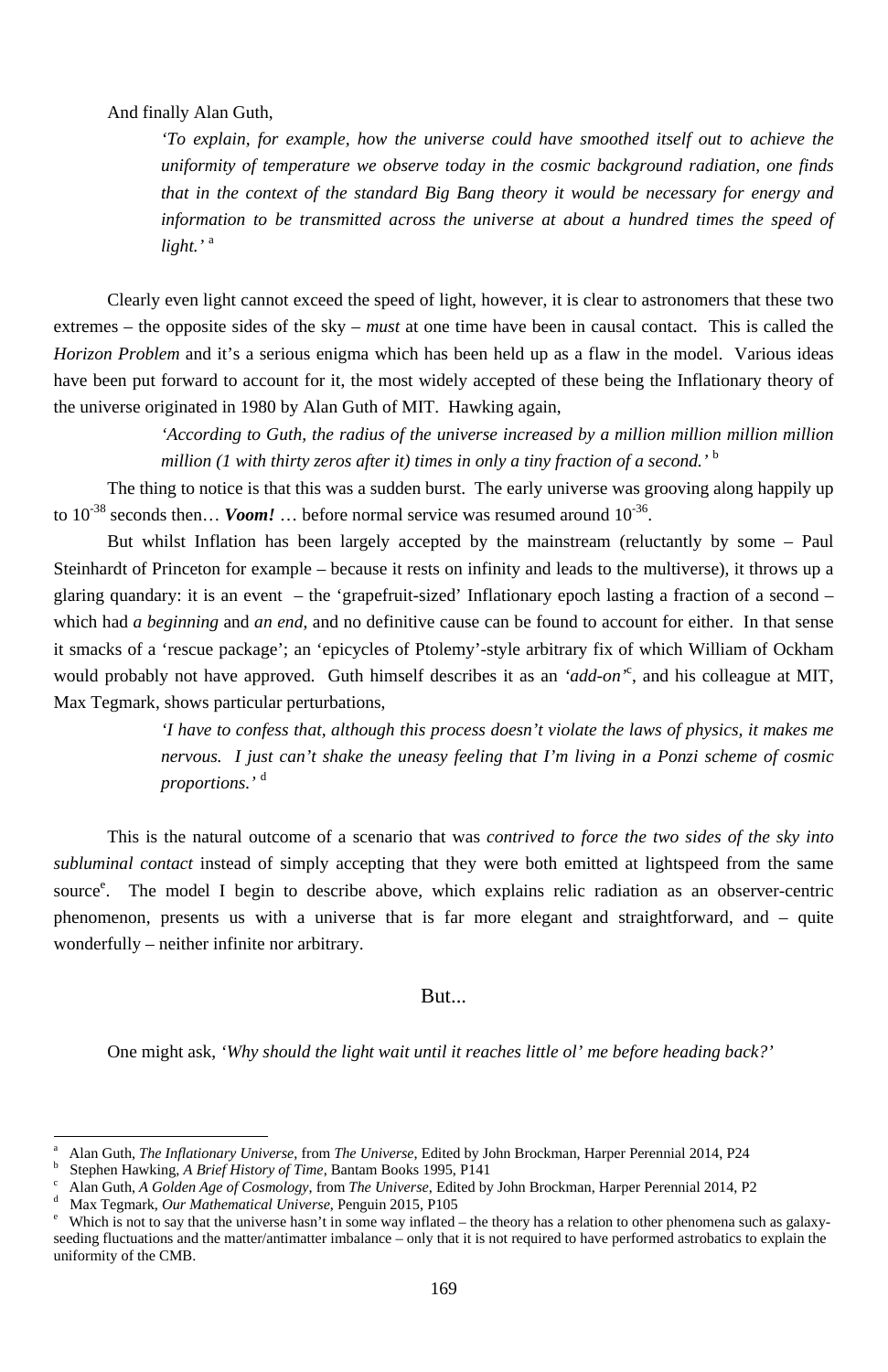And finally Alan Guth,

> *'To explain, for example, how the universe could have smoothed itself out to achieve the uniformity of temperature we observe today in the cosmic background radiation, one finds that in the context of the standard Big Bang theory it would be necessary for energy and information to be transmitted across the universe at about a hundred times the speed of light.'* [a]

Clearly even light cannot exceed the speed of light, however, it is clear to astronomers that these two extremes – the opposite sides of the sky – *must* at one time have been in causal contact. This is called the *Horizon Problem* and it's a serious enigma which has been held up as a flaw in the model. Various ideas have been put forward to account for it, the most widely accepted of these being the Inflationary theory of the universe originated in 1980 by Alan Guth of MIT. Hawking again,

> *'According to Guth, the radius of the universe increased by a million million million million million (1 with thirty zeros after it) times in only a tiny fraction of a second.'* [b]

The thing to notice is that this was a sudden burst. The early universe was grooving along happily up to $10^{-38}$ seconds then… ***Voom!*** … before normal service was resumed around $10^{-36}$.

But whilst Inflation has been largely accepted by the mainstream (reluctantly by some – Paul Steinhardt of Princeton for example – because it rests on infinity and leads to the multiverse), it throws up a glaring quandary: it is an event – the 'grapefruit-sized' Inflationary epoch lasting a fraction of a second – which had *a beginning* and *an end*, and no definitive cause can be found to account for either. In that sense it smacks of a 'rescue package'; an 'epicycles of Ptolemy'-style arbitrary fix of which William of Ockham would probably not have approved. Guth himself describes it as an *'add-on'*[c], and his colleague at MIT, Max Tegmark, shows particular perturbations,

> *'I have to confess that, although this process doesn't violate the laws of physics, it makes me nervous. I just can't shake the uneasy feeling that I'm living in a Ponzi scheme of cosmic proportions.'* [d]

This is the natural outcome of a scenario that was *contrived to force the two sides of the sky into subluminal contact* instead of simply accepting that they were both emitted at lightspeed from the same source[e]. The model I begin to describe above, which explains relic radiation as an observer-centric phenomenon, presents us with a universe that is far more elegant and straightforward, and – quite wonderfully – neither infinite nor arbitrary.

## But...

One might ask, *'Why should the light wait until it reaches little ol' me before heading back?'*

---

[a] Alan Guth, *The Inflationary Universe*, from *The Universe*, Edited by John Brockman, Harper Perennial 2014, P24

[b] Stephen Hawking, *A Brief History of Time*, Bantam Books 1995, P141

[c] Alan Guth, *A Golden Age of Cosmology*, from *The Universe*, Edited by John Brockman, Harper Perennial 2014, P2

[d] Max Tegmark, *Our Mathematical Universe*, Penguin 2015, P105

[e] Which is not to say that the universe hasn't in some way inflated – the theory has a relation to other phenomena such as galaxy-seeding fluctuations and the matter/antimatter imbalance – only that it is not required to have performed astrobatics to explain the uniformity of the CMB.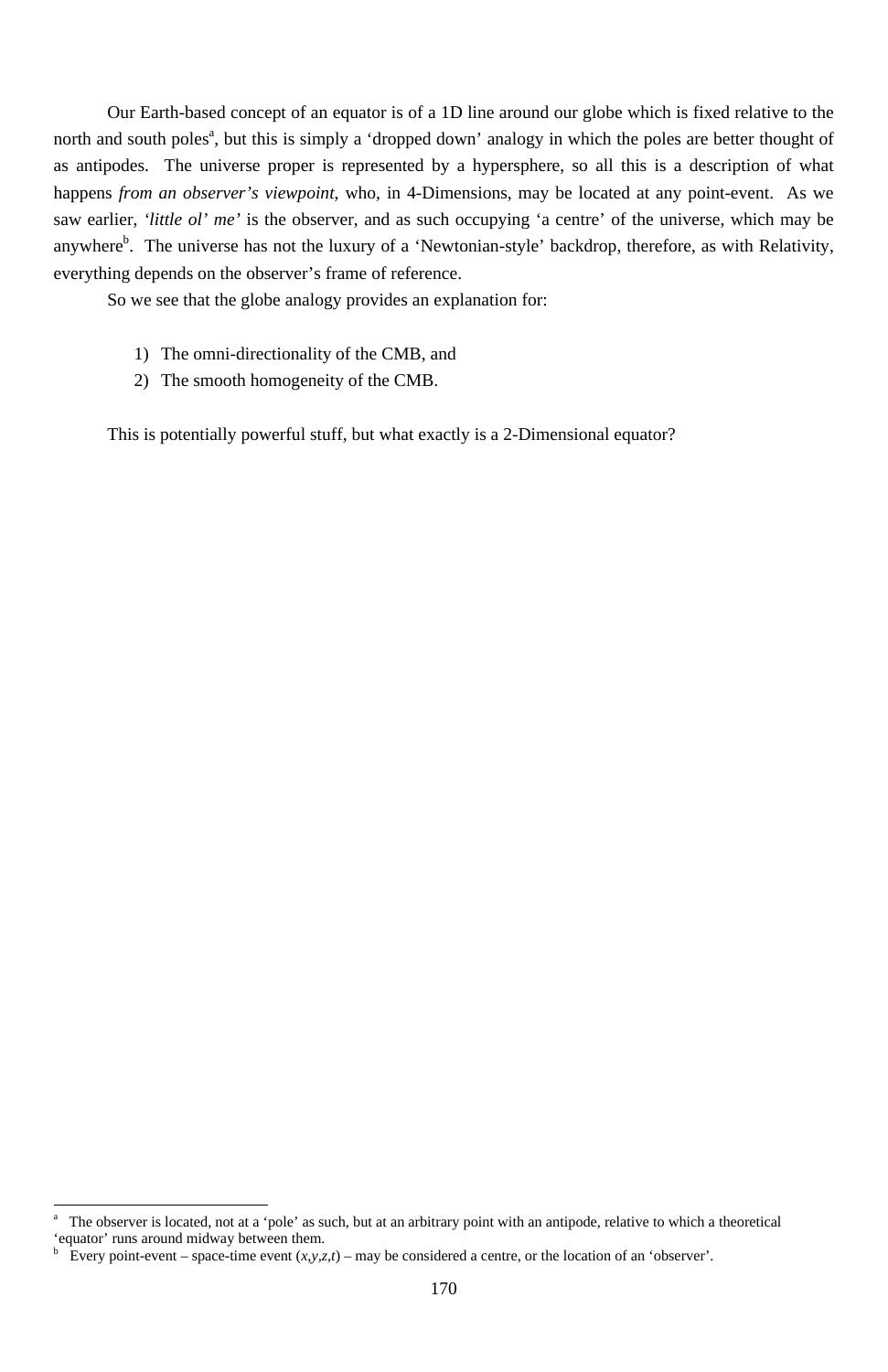Our Earth-based concept of an equator is of a 1D line around our globe which is fixed relative to the north and south poles[a], but this is simply a 'dropped down' analogy in which the poles are better thought of as antipodes. The universe proper is represented by a hypersphere, so all this is a description of what happens *from an observer's viewpoint*, who, in 4-Dimensions, may be located at any point-event. As we saw earlier, *'little ol' me'* is the observer, and as such occupying 'a centre' of the universe, which may be anywhere[b]. The universe has not the luxury of a 'Newtonian-style' backdrop, therefore, as with Relativity, everything depends on the observer's frame of reference.

So we see that the globe analogy provides an explanation for:

1) The omni-directionality of the CMB, and
2) The smooth homogeneity of the CMB.

This is potentially powerful stuff, but what exactly is a 2-Dimensional equator?

---

[a] The observer is located, not at a 'pole' as such, but at an arbitrary point with an antipode, relative to which a theoretical 'equator' runs around midway between them.

[b] Every point-event – space-time event $(x,y,z,t)$ – may be considered a centre, or the location of an 'observer'.